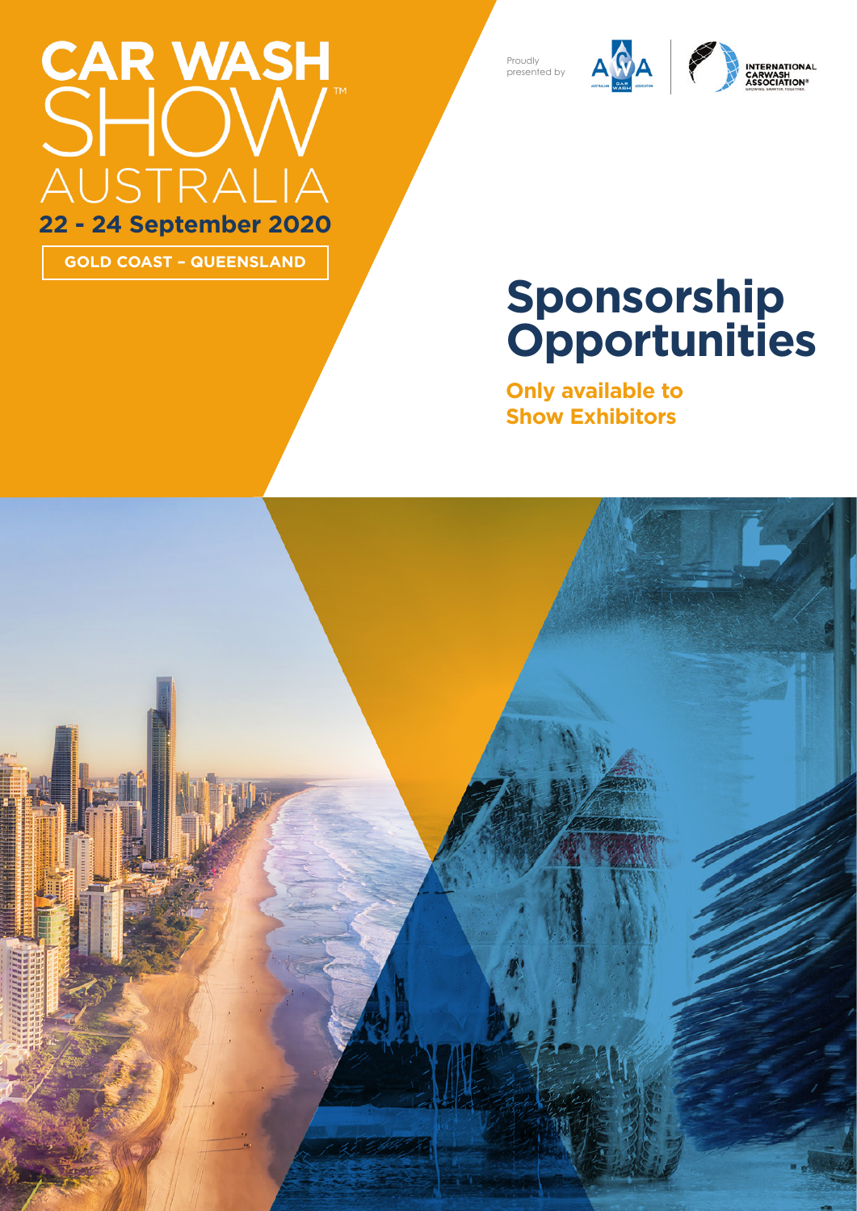# CAR WASH SHOW™ AUSTRALIA

**22 - 24 September 2020**

**GOLD COAST – QUEENSLAND**

Proudly presented by

AUSTRALIAN CAR WASH ASSOCIATION

INTERNATIONAL CARWASH ASSOCIATION®

GROWING SMARTER TOGETHER.

# Sponsorship Opportunities

**Only available to Show Exhibitors**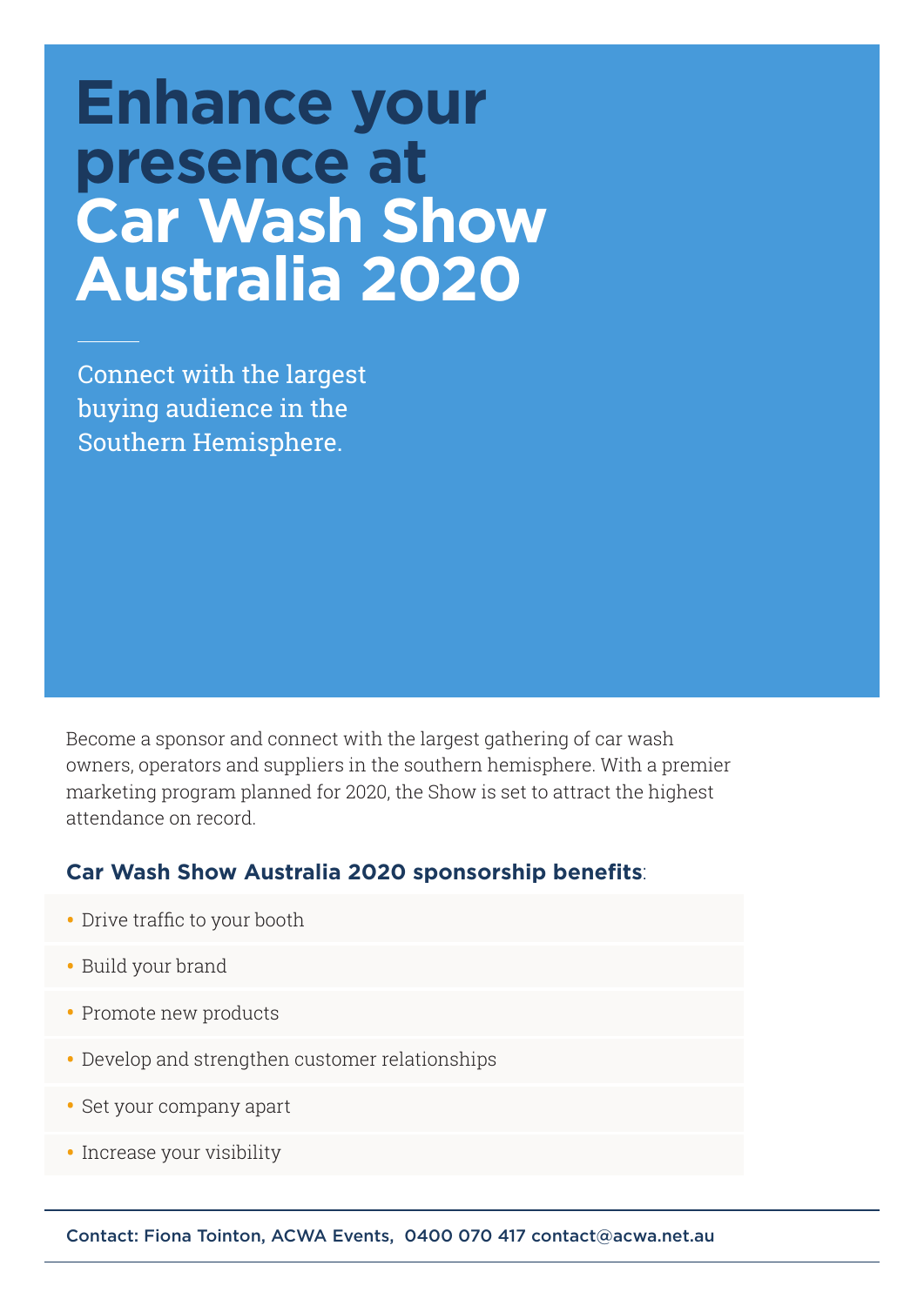# Enhance your presence at Car Wash Show Australia 2020

Connect with the largest buying audience in the Southern Hemisphere.

Become a sponsor and connect with the largest gathering of car wash owners, operators and suppliers in the southern hemisphere. With a premier marketing program planned for 2020, the Show is set to attract the highest attendance on record.

### **Car Wash Show Australia 2020 sponsorship benefits**:

- Drive traffic to your booth
- Build your brand
- Promote new products
- Develop and strengthen customer relationships
- Set your company apart
- Increase your visibility

Contact: Fiona Tointon, ACWA Events, 0400 070 417 contact@acwa.net.au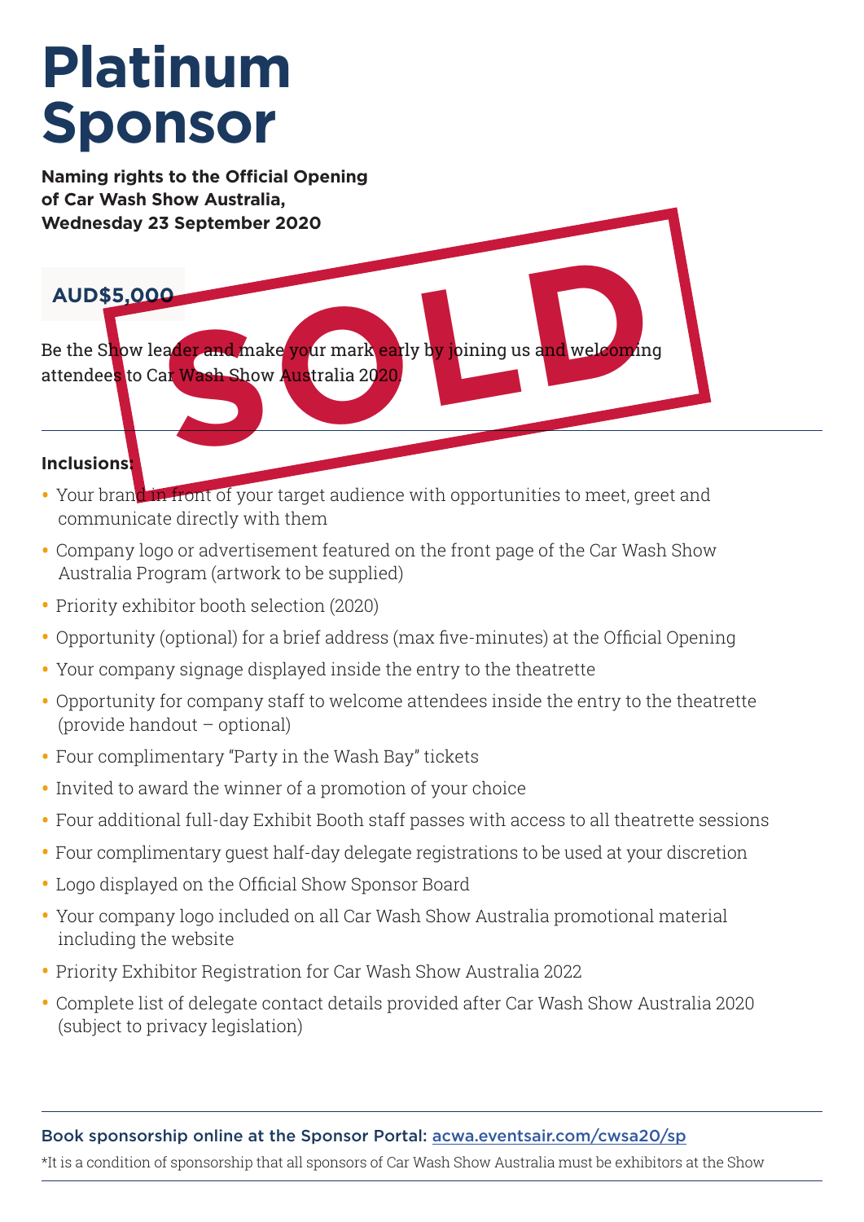# Platinum Sponsor

**Naming rights to the Official Opening of Car Wash Show Australia, Wednesday 23 September 2020**

**AUD$5,000**

SOLD

Be the Show leader and make your mark early by joining us and welcoming attendees to Car Wash Show Australia 2020.

**Inclusions:**

- Your brand in front of your target audience with opportunities to meet, greet and communicate directly with them
- Company logo or advertisement featured on the front page of the Car Wash Show Australia Program (artwork to be supplied)
- Priority exhibitor booth selection (2020)
- Opportunity (optional) for a brief address (max five-minutes) at the Official Opening
- Your company signage displayed inside the entry to the theatrette
- Opportunity for company staff to welcome attendees inside the entry to the theatrette (provide handout – optional)
- Four complimentary "Party in the Wash Bay" tickets
- Invited to award the winner of a promotion of your choice
- Four additional full-day Exhibit Booth staff passes with access to all theatrette sessions
- Four complimentary guest half-day delegate registrations to be used at your discretion
- Logo displayed on the Official Show Sponsor Board
- Your company logo included on all Car Wash Show Australia promotional material including the website
- Priority Exhibitor Registration for Car Wash Show Australia 2022
- Complete list of delegate contact details provided after Car Wash Show Australia 2020 (subject to privacy legislation)

**Book sponsorship online at the Sponsor Portal:** acwa.eventsair.com/cwsa20/sp

*It is a condition of sponsorship that all sponsors of Car Wash Show Australia must be exhibitors at the Show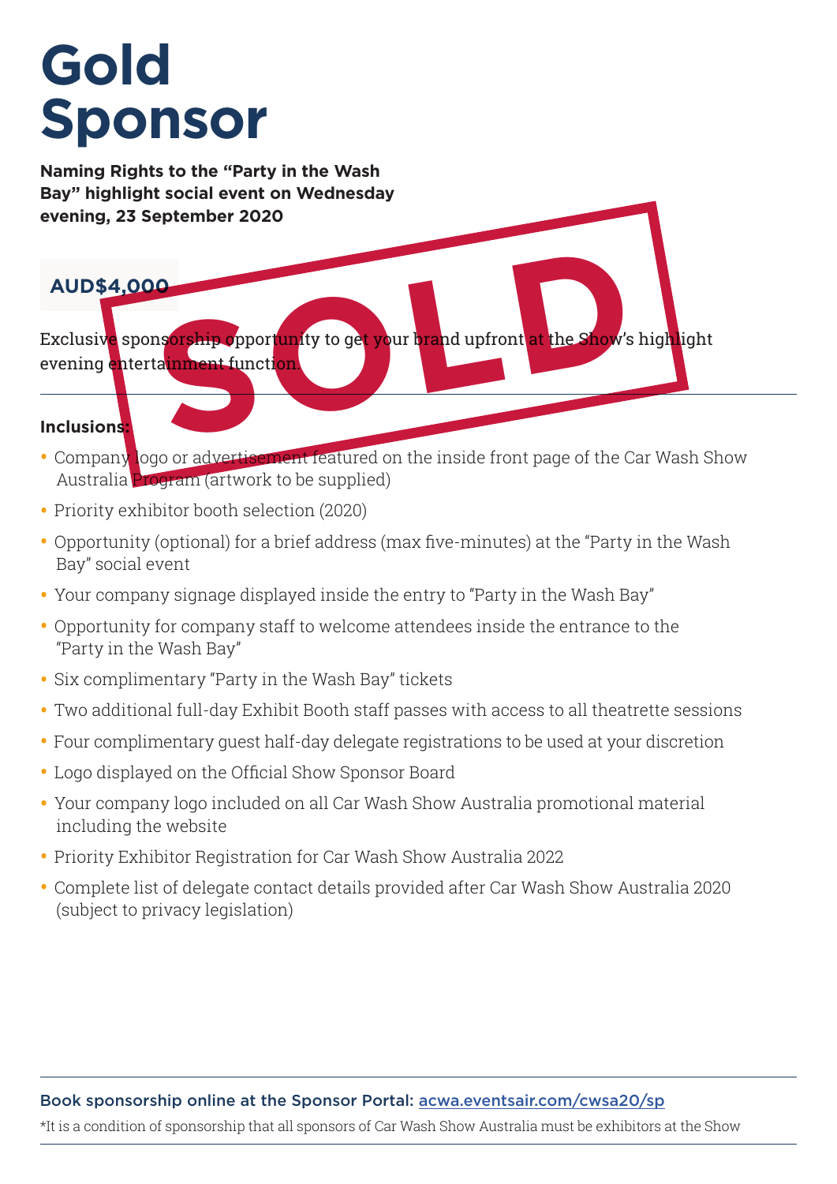# Gold Sponsor

**Naming Rights to the "Party in the Wash Bay" highlight social event on Wednesday evening, 23 September 2020**

**AUD$4,000**

SOLD

Exclusive sponsorship opportunity to get your brand upfront at the Show's highlight evening entertainment function.

**Inclusions:**

- Company logo or advertisement featured on the inside front page of the Car Wash Show Australia Program (artwork to be supplied)
- Priority exhibitor booth selection (2020)
- Opportunity (optional) for a brief address (max five-minutes) at the "Party in the Wash Bay" social event
- Your company signage displayed inside the entry to "Party in the Wash Bay"
- Opportunity for company staff to welcome attendees inside the entrance to the "Party in the Wash Bay"
- Six complimentary "Party in the Wash Bay" tickets
- Two additional full-day Exhibit Booth staff passes with access to all theatrette sessions
- Four complimentary guest half-day delegate registrations to be used at your discretion
- Logo displayed on the Official Show Sponsor Board
- Your company logo included on all Car Wash Show Australia promotional material including the website
- Priority Exhibitor Registration for Car Wash Show Australia 2022
- Complete list of delegate contact details provided after Car Wash Show Australia 2020 (subject to privacy legislation)

**Book sponsorship online at the Sponsor Portal:** acwa.eventsair.com/cwsa20/sp

*It is a condition of sponsorship that all sponsors of Car Wash Show Australia must be exhibitors at the Show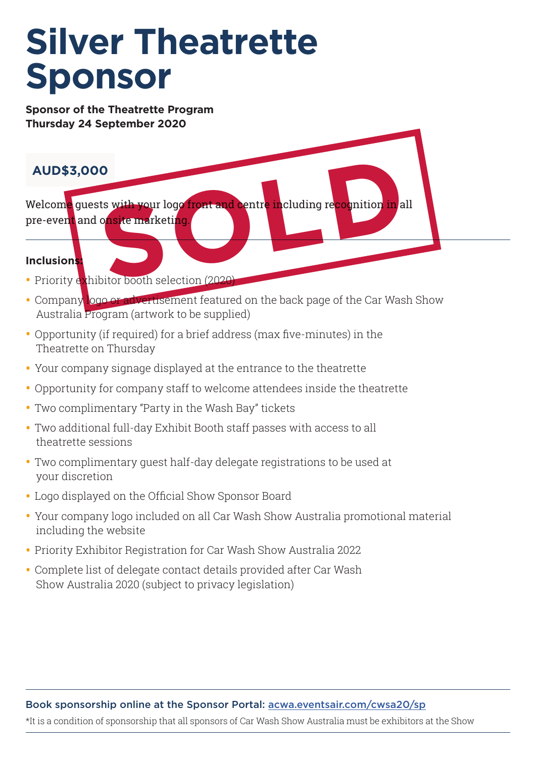# Silver Theatrette Sponsor

**Sponsor of the Theatrette Program**
**Thursday 24 September 2020**

**AUD$3,000**

SOLD

Welcome guests with your logo front and centre including recognition in all pre-event and onsite marketing.

**Inclusions:**

- Priority exhibitor booth selection (2020)
- Company logo or advertisement featured on the back page of the Car Wash Show Australia Program (artwork to be supplied)
- Opportunity (if required) for a brief address (max five-minutes) in the Theatrette on Thursday
- Your company signage displayed at the entrance to the theatrette
- Opportunity for company staff to welcome attendees inside the theatrette
- Two complimentary "Party in the Wash Bay" tickets
- Two additional full-day Exhibit Booth staff passes with access to all theatrette sessions
- Two complimentary guest half-day delegate registrations to be used at your discretion
- Logo displayed on the Official Show Sponsor Board
- Your company logo included on all Car Wash Show Australia promotional material including the website
- Priority Exhibitor Registration for Car Wash Show Australia 2022
- Complete list of delegate contact details provided after Car Wash Show Australia 2020 (subject to privacy legislation)

**Book sponsorship online at the Sponsor Portal:** acwa.eventsair.com/cwsa20/sp

*It is a condition of sponsorship that all sponsors of Car Wash Show Australia must be exhibitors at the Show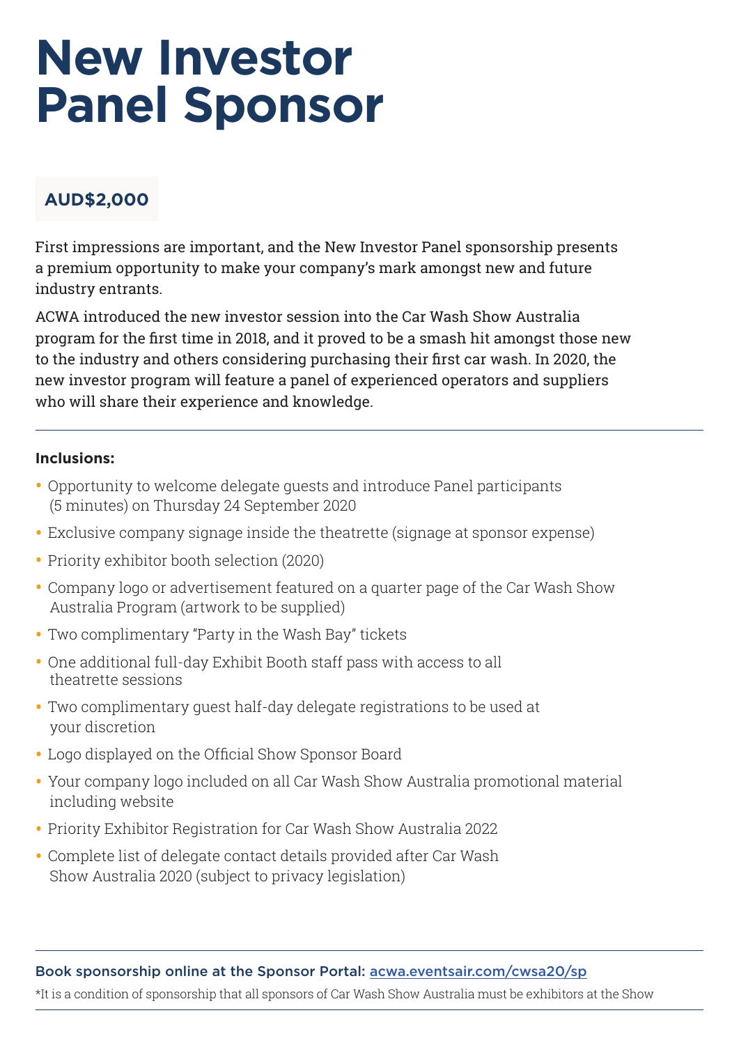# New Investor Panel Sponsor

**AUD$2,000**

First impressions are important, and the New Investor Panel sponsorship presents a premium opportunity to make your company's mark amongst new and future industry entrants.

ACWA introduced the new investor session into the Car Wash Show Australia program for the first time in 2018, and it proved to be a smash hit amongst those new to the industry and others considering purchasing their first car wash. In 2020, the new investor program will feature a panel of experienced operators and suppliers who will share their experience and knowledge.

---

**Inclusions:**

- Opportunity to welcome delegate guests and introduce Panel participants (5 minutes) on Thursday 24 September 2020
- Exclusive company signage inside the theatrette (signage at sponsor expense)
- Priority exhibitor booth selection (2020)
- Company logo or advertisement featured on a quarter page of the Car Wash Show Australia Program (artwork to be supplied)
- Two complimentary "Party in the Wash Bay" tickets
- One additional full-day Exhibit Booth staff pass with access to all theatrette sessions
- Two complimentary guest half-day delegate registrations to be used at your discretion
- Logo displayed on the Official Show Sponsor Board
- Your company logo included on all Car Wash Show Australia promotional material including website
- Priority Exhibitor Registration for Car Wash Show Australia 2022
- Complete list of delegate contact details provided after Car Wash Show Australia 2020 (subject to privacy legislation)

---

**Book sponsorship online at the Sponsor Portal:** acwa.eventsair.com/cwsa20/sp

*It is a condition of sponsorship that all sponsors of Car Wash Show Australia must be exhibitors at the Show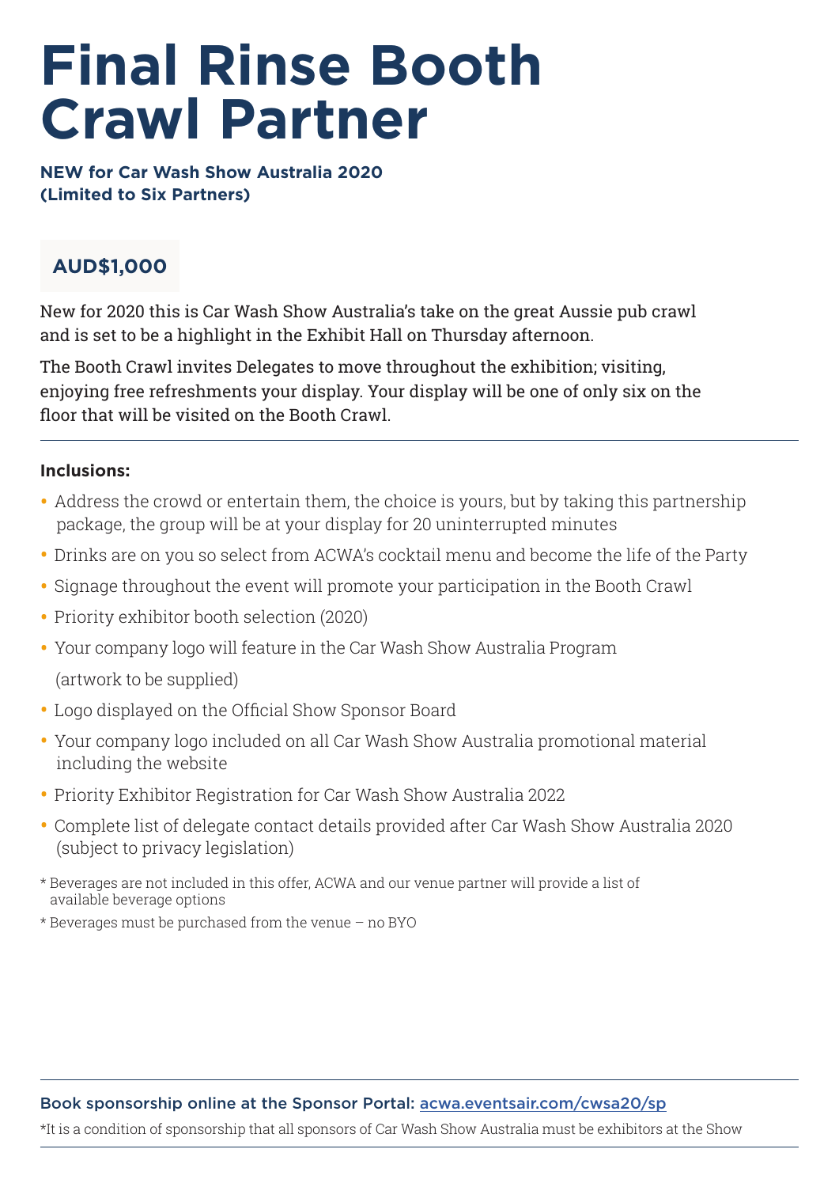# Final Rinse Booth Crawl Partner

**NEW for Car Wash Show Australia 2020 (Limited to Six Partners)**

**AUD$1,000**

New for 2020 this is Car Wash Show Australia's take on the great Aussie pub crawl and is set to be a highlight in the Exhibit Hall on Thursday afternoon.

The Booth Crawl invites Delegates to move throughout the exhibition; visiting, enjoying free refreshments your display. Your display will be one of only six on the floor that will be visited on the Booth Crawl.

**Inclusions:**

- Address the crowd or entertain them, the choice is yours, but by taking this partnership package, the group will be at your display for 20 uninterrupted minutes
- Drinks are on you so select from ACWA's cocktail menu and become the life of the Party
- Signage throughout the event will promote your participation in the Booth Crawl
- Priority exhibitor booth selection (2020)
- Your company logo will feature in the Car Wash Show Australia Program (artwork to be supplied)
- Logo displayed on the Official Show Sponsor Board
- Your company logo included on all Car Wash Show Australia promotional material including the website
- Priority Exhibitor Registration for Car Wash Show Australia 2022
- Complete list of delegate contact details provided after Car Wash Show Australia 2020 (subject to privacy legislation)

* Beverages are not included in this offer, ACWA and our venue partner will provide a list of available beverage options

* Beverages must be purchased from the venue – no BYO

**Book sponsorship online at the Sponsor Portal:** acwa.eventsair.com/cwsa20/sp

*It is a condition of sponsorship that all sponsors of Car Wash Show Australia must be exhibitors at the Show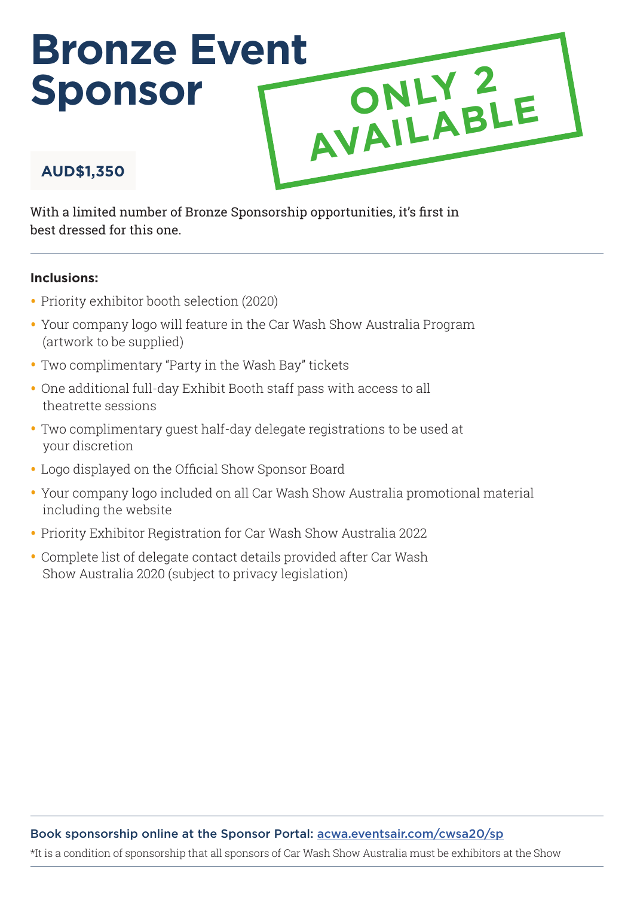# Bronze Event Sponsor

**ONLY 2 AVAILABLE**

**AUD$1,350**

With a limited number of Bronze Sponsorship opportunities, it's first in best dressed for this one.

**Inclusions:**

- Priority exhibitor booth selection (2020)
- Your company logo will feature in the Car Wash Show Australia Program (artwork to be supplied)
- Two complimentary "Party in the Wash Bay" tickets
- One additional full-day Exhibit Booth staff pass with access to all theatrette sessions
- Two complimentary guest half-day delegate registrations to be used at your discretion
- Logo displayed on the Official Show Sponsor Board
- Your company logo included on all Car Wash Show Australia promotional material including the website
- Priority Exhibitor Registration for Car Wash Show Australia 2022
- Complete list of delegate contact details provided after Car Wash Show Australia 2020 (subject to privacy legislation)

**Book sponsorship online at the Sponsor Portal:** acwa.eventsair.com/cwsa20/sp

*It is a condition of sponsorship that all sponsors of Car Wash Show Australia must be exhibitors at the Show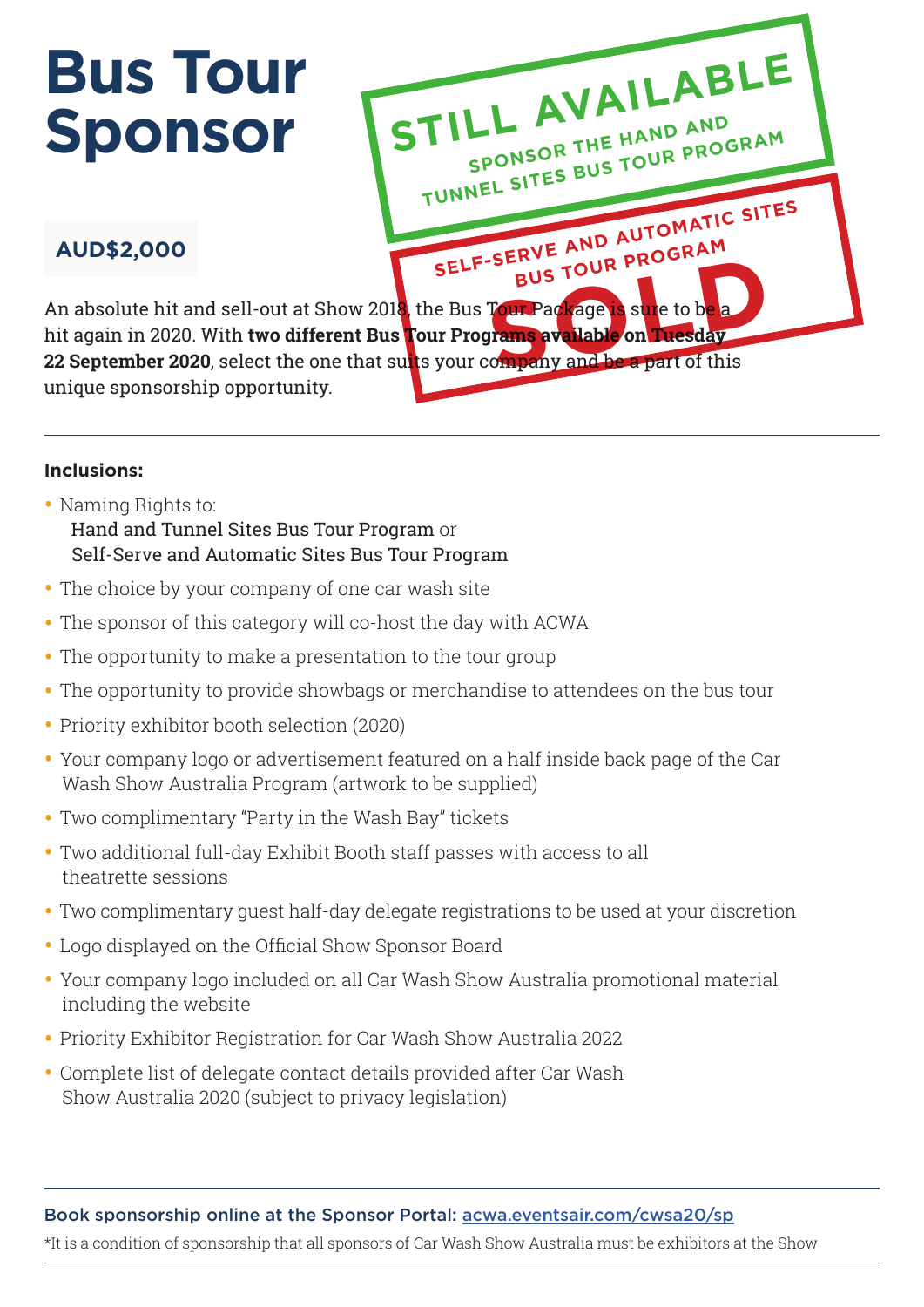# Bus Tour Sponsor

**AUD$2,000**

**STILL AVAILABLE**
**SPONSOR THE HAND AND TUNNEL SITES BUS TOUR PROGRAM**

**SELF-SERVE AND AUTOMATIC SITES BUS TOUR PROGRAM**
**SOLD**

An absolute hit and sell-out at Show 2018, the Bus Tour Package is sure to be a hit again in 2020. With **two different Bus Tour Programs available on Tuesday 22 September 2020**, select the one that suits your company and be a part of this unique sponsorship opportunity.

---

**Inclusions:**

- Naming Rights to:
  Hand and Tunnel Sites Bus Tour Program or
  Self-Serve and Automatic Sites Bus Tour Program
- The choice by your company of one car wash site
- The sponsor of this category will co-host the day with ACWA
- The opportunity to make a presentation to the tour group
- The opportunity to provide showbags or merchandise to attendees on the bus tour
- Priority exhibitor booth selection (2020)
- Your company logo or advertisement featured on a half inside back page of the Car Wash Show Australia Program (artwork to be supplied)
- Two complimentary "Party in the Wash Bay" tickets
- Two additional full-day Exhibit Booth staff passes with access to all theatrette sessions
- Two complimentary guest half-day delegate registrations to be used at your discretion
- Logo displayed on the Official Show Sponsor Board
- Your company logo included on all Car Wash Show Australia promotional material including the website
- Priority Exhibitor Registration for Car Wash Show Australia 2022
- Complete list of delegate contact details provided after Car Wash Show Australia 2020 (subject to privacy legislation)

---

**Book sponsorship online at the Sponsor Portal:** acwa.eventsair.com/cwsa20/sp

*It is a condition of sponsorship that all sponsors of Car Wash Show Australia must be exhibitors at the Show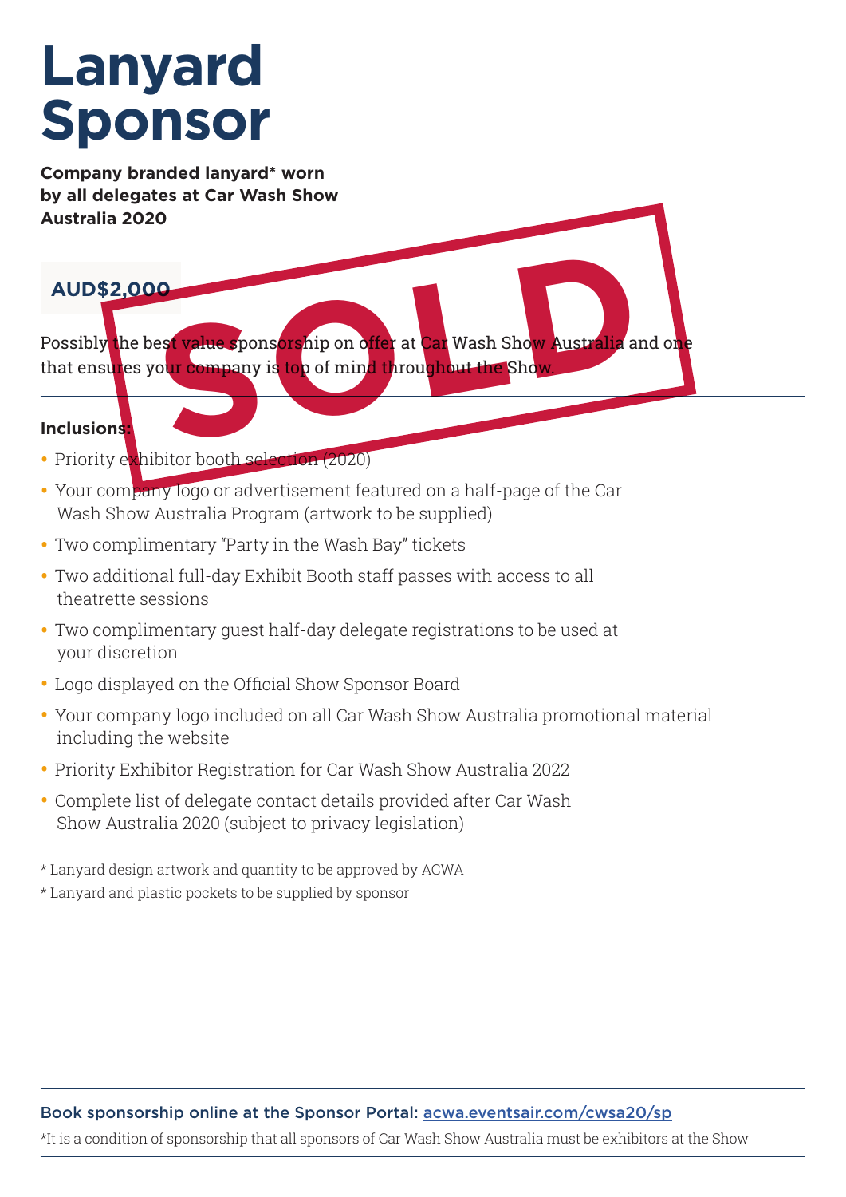# Lanyard Sponsor

**Company branded lanyard* worn by all delegates at Car Wash Show Australia 2020**

**AUD$2,000**

SOLD

Possibly the best value sponsorship on offer at Car Wash Show Australia and one that ensures your company is top of mind throughout the Show.

**Inclusions:**

- Priority exhibitor booth selection (2020)
- Your company logo or advertisement featured on a half-page of the Car Wash Show Australia Program (artwork to be supplied)
- Two complimentary "Party in the Wash Bay" tickets
- Two additional full-day Exhibit Booth staff passes with access to all theatrette sessions
- Two complimentary guest half-day delegate registrations to be used at your discretion
- Logo displayed on the Official Show Sponsor Board
- Your company logo included on all Car Wash Show Australia promotional material including the website
- Priority Exhibitor Registration for Car Wash Show Australia 2022
- Complete list of delegate contact details provided after Car Wash Show Australia 2020 (subject to privacy legislation)

* Lanyard design artwork and quantity to be approved by ACWA

* Lanyard and plastic pockets to be supplied by sponsor

**Book sponsorship online at the Sponsor Portal:** [acwa.eventsair.com/cwsa20/sp](acwa.eventsair.com/cwsa20/sp)

*It is a condition of sponsorship that all sponsors of Car Wash Show Australia must be exhibitors at the Show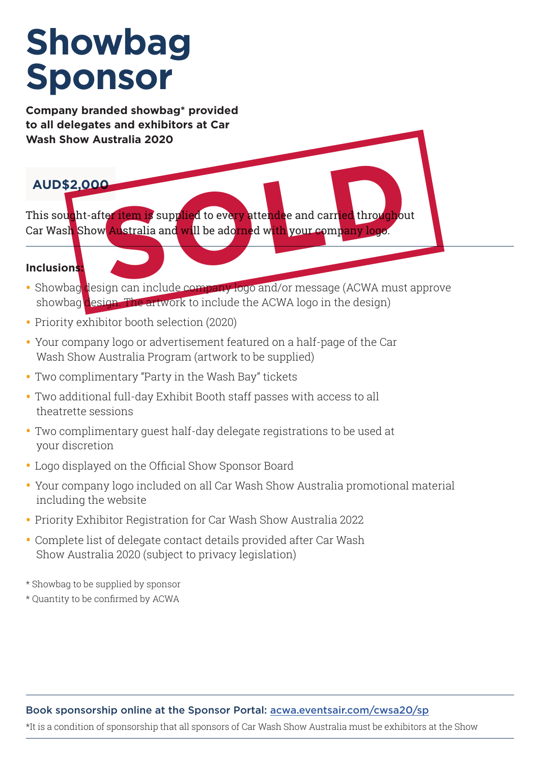# Showbag Sponsor

**Company branded showbag* provided to all delegates and exhibitors at Car Wash Show Australia 2020**

**AUD$2,000**

SOLD

This sought-after item is supplied to every attendee and carried throughout Car Wash Show Australia and will be adorned with your company logo.

**Inclusions:**

- Showbag design can include company logo and/or message (ACWA must approve showbag design. The artwork to include the ACWA logo in the design)
- Priority exhibitor booth selection (2020)
- Your company logo or advertisement featured on a half-page of the Car Wash Show Australia Program (artwork to be supplied)
- Two complimentary "Party in the Wash Bay" tickets
- Two additional full-day Exhibit Booth staff passes with access to all theatrette sessions
- Two complimentary guest half-day delegate registrations to be used at your discretion
- Logo displayed on the Official Show Sponsor Board
- Your company logo included on all Car Wash Show Australia promotional material including the website
- Priority Exhibitor Registration for Car Wash Show Australia 2022
- Complete list of delegate contact details provided after Car Wash Show Australia 2020 (subject to privacy legislation)

* Showbag to be supplied by sponsor

* Quantity to be confirmed by ACWA

**Book sponsorship online at the Sponsor Portal:** acwa.eventsair.com/cwsa20/sp

*It is a condition of sponsorship that all sponsors of Car Wash Show Australia must be exhibitors at the Show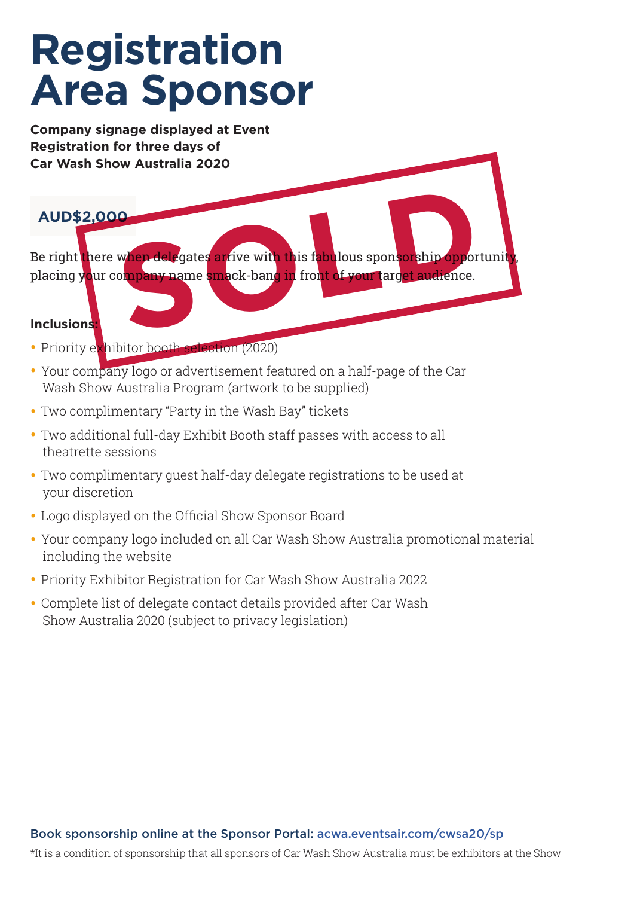# Registration Area Sponsor

**Company signage displayed at Event Registration for three days of Car Wash Show Australia 2020**

**AUD$2,000**

SOLD

Be right there when delegates arrive with this fabulous sponsorship opportunity, placing your company name smack-bang in front of your target audience.

---

**Inclusions:**

- Priority exhibitor booth selection (2020)
- Your company logo or advertisement featured on a half-page of the Car Wash Show Australia Program (artwork to be supplied)
- Two complimentary "Party in the Wash Bay" tickets
- Two additional full-day Exhibit Booth staff passes with access to all theatrette sessions
- Two complimentary guest half-day delegate registrations to be used at your discretion
- Logo displayed on the Official Show Sponsor Board
- Your company logo included on all Car Wash Show Australia promotional material including the website
- Priority Exhibitor Registration for Car Wash Show Australia 2022
- Complete list of delegate contact details provided after Car Wash Show Australia 2020 (subject to privacy legislation)

---

**Book sponsorship online at the Sponsor Portal:** acwa.eventsair.com/cwsa20/sp

*It is a condition of sponsorship that all sponsors of Car Wash Show Australia must be exhibitors at the Show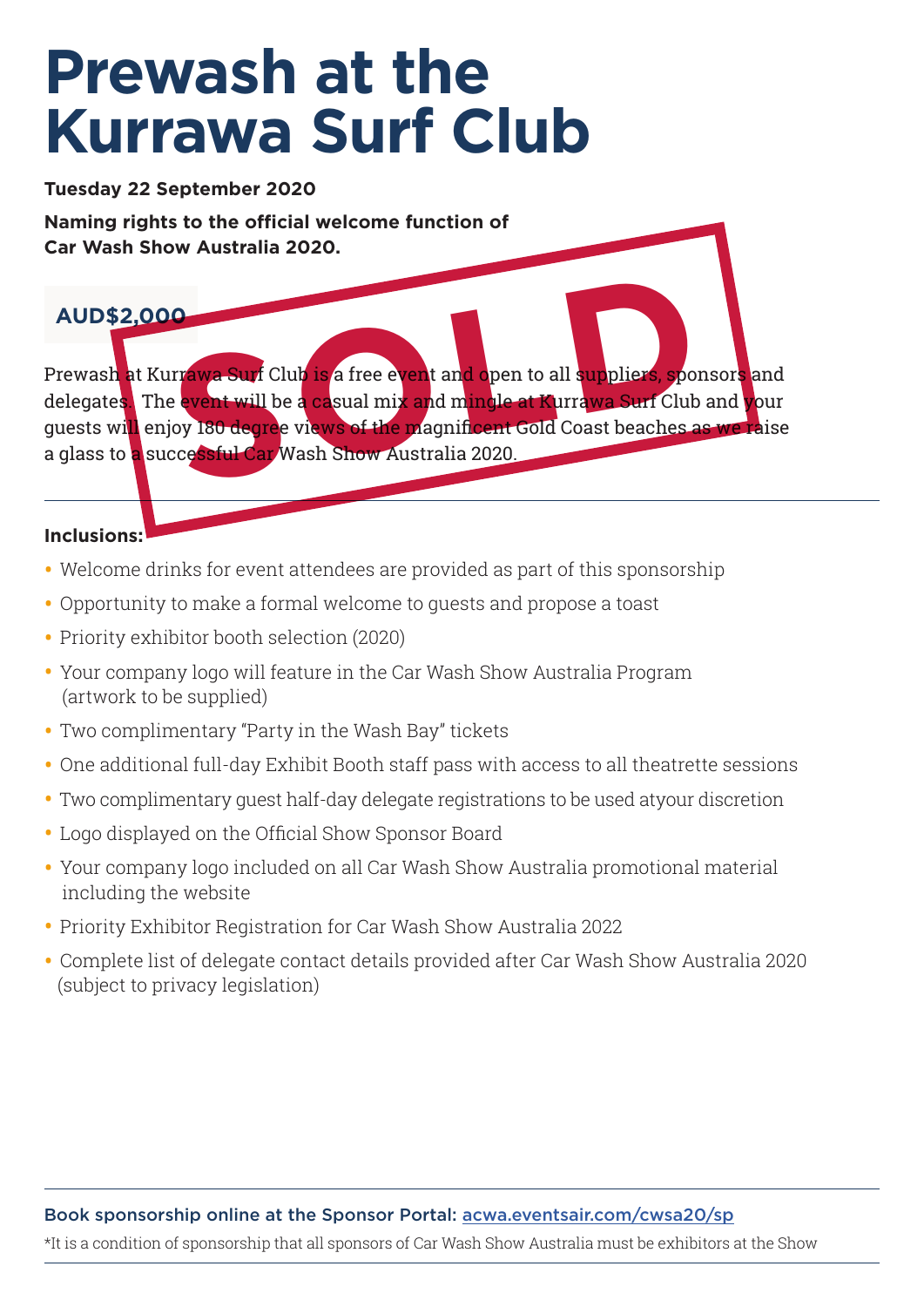# Prewash at the Kurrawa Surf Club

**Tuesday 22 September 2020**

**Naming rights to the official welcome function of Car Wash Show Australia 2020.**

**AUD$2,000**

SOLD

Prewash at Kurrawa Surf Club is a free event and open to all suppliers, sponsors and delegates. The event will be a casual mix and mingle at Kurrawa Surf Club and your guests will enjoy 180 degree views of the magnificent Gold Coast beaches as we raise a glass to a successful Car Wash Show Australia 2020.

**Inclusions:**

- Welcome drinks for event attendees are provided as part of this sponsorship
- Opportunity to make a formal welcome to guests and propose a toast
- Priority exhibitor booth selection (2020)
- Your company logo will feature in the Car Wash Show Australia Program (artwork to be supplied)
- Two complimentary "Party in the Wash Bay" tickets
- One additional full-day Exhibit Booth staff pass with access to all theatrette sessions
- Two complimentary guest half-day delegate registrations to be used atyour discretion
- Logo displayed on the Official Show Sponsor Board
- Your company logo included on all Car Wash Show Australia promotional material including the website
- Priority Exhibitor Registration for Car Wash Show Australia 2022
- Complete list of delegate contact details provided after Car Wash Show Australia 2020 (subject to privacy legislation)

**Book sponsorship online at the Sponsor Portal:** acwa.eventsair.com/cwsa20/sp

*It is a condition of sponsorship that all sponsors of Car Wash Show Australia must be exhibitors at the Show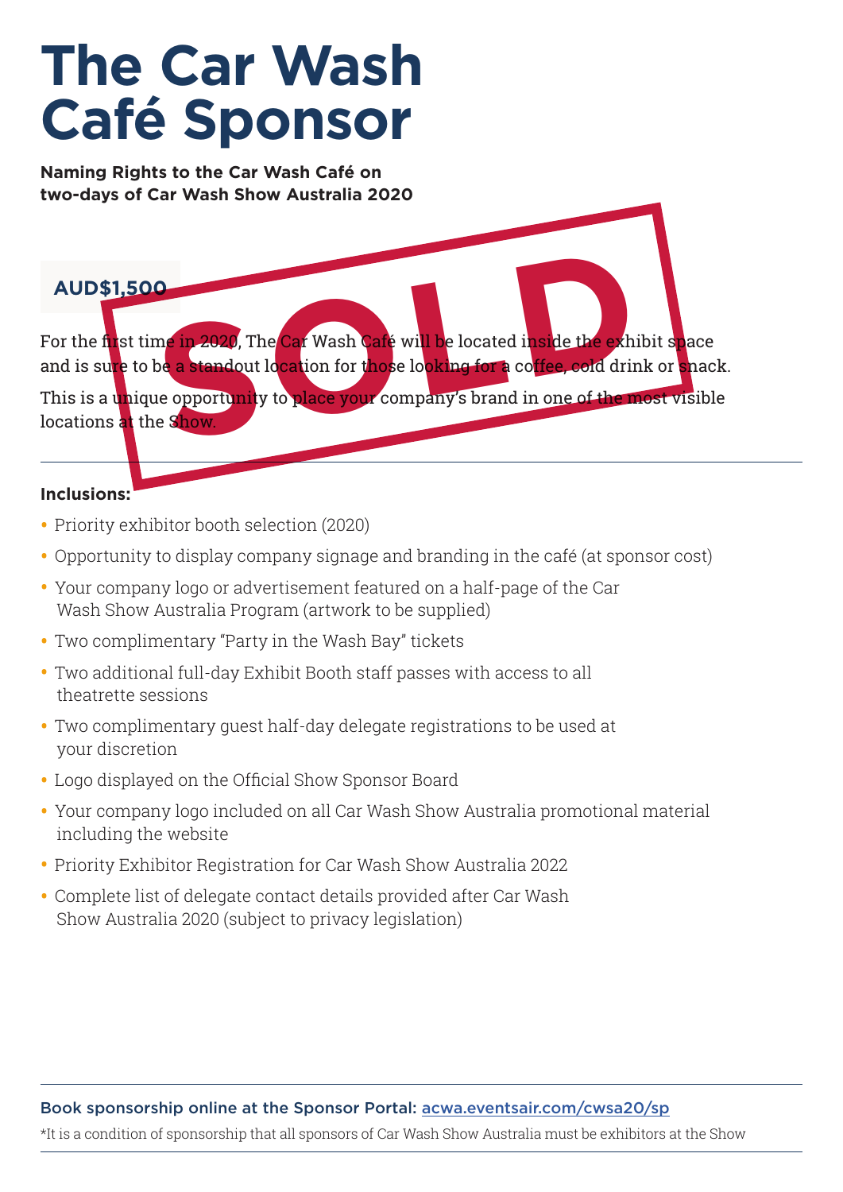# The Car Wash Café Sponsor

**Naming Rights to the Car Wash Café on two-days of Car Wash Show Australia 2020**

SOLD

**AUD$1,500**

For the first time in 2020, The Car Wash Café will be located inside the exhibit space and is sure to be a standout location for those looking for a coffee, cold drink or snack.

This is a unique opportunity to place your company's brand in one of the most visible locations at the Show.

---

**Inclusions:**

- Priority exhibitor booth selection (2020)
- Opportunity to display company signage and branding in the café (at sponsor cost)
- Your company logo or advertisement featured on a half-page of the Car Wash Show Australia Program (artwork to be supplied)
- Two complimentary "Party in the Wash Bay" tickets
- Two additional full-day Exhibit Booth staff passes with access to all theatrette sessions
- Two complimentary guest half-day delegate registrations to be used at your discretion
- Logo displayed on the Official Show Sponsor Board
- Your company logo included on all Car Wash Show Australia promotional material including the website
- Priority Exhibitor Registration for Car Wash Show Australia 2022
- Complete list of delegate contact details provided after Car Wash Show Australia 2020 (subject to privacy legislation)

---

**Book sponsorship online at the Sponsor Portal:** acwa.eventsair.com/cwsa20/sp

*It is a condition of sponsorship that all sponsors of Car Wash Show Australia must be exhibitors at the Show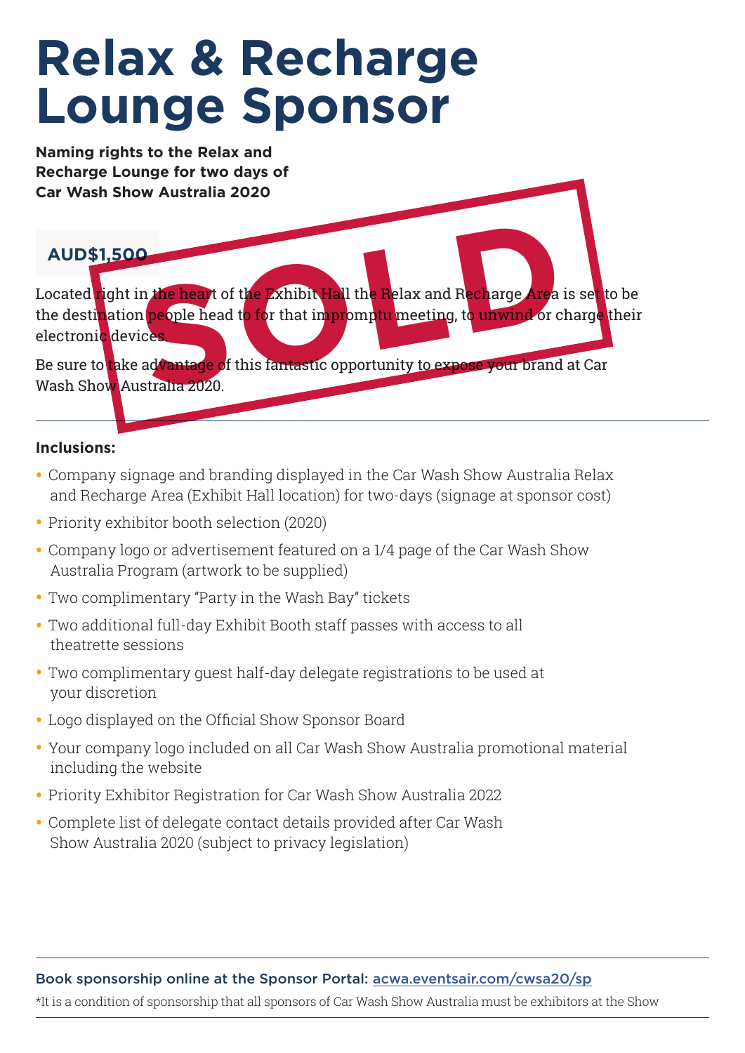# Relax & Recharge Lounge Sponsor

**Naming rights to the Relax and Recharge Lounge for two days of Car Wash Show Australia 2020**

**AUD$1,500**

SOLD

Located right in the heart of the Exhibit Hall the Relax and Recharge Area is set to be the destination people head to for that impromptu meeting, to unwind or charge their electronic devices.

Be sure to take advantage of this fantastic opportunity to expose your brand at Car Wash Show Australia 2020.

---

**Inclusions:**

- Company signage and branding displayed in the Car Wash Show Australia Relax and Recharge Area (Exhibit Hall location) for two-days (signage at sponsor cost)
- Priority exhibitor booth selection (2020)
- Company logo or advertisement featured on a 1/4 page of the Car Wash Show Australia Program (artwork to be supplied)
- Two complimentary "Party in the Wash Bay" tickets
- Two additional full-day Exhibit Booth staff passes with access to all theatrette sessions
- Two complimentary guest half-day delegate registrations to be used at your discretion
- Logo displayed on the Official Show Sponsor Board
- Your company logo included on all Car Wash Show Australia promotional material including the website
- Priority Exhibitor Registration for Car Wash Show Australia 2022
- Complete list of delegate contact details provided after Car Wash Show Australia 2020 (subject to privacy legislation)

---

**Book sponsorship online at the Sponsor Portal:** acwa.eventsair.com/cwsa20/sp

*It is a condition of sponsorship that all sponsors of Car Wash Show Australia must be exhibitors at the Show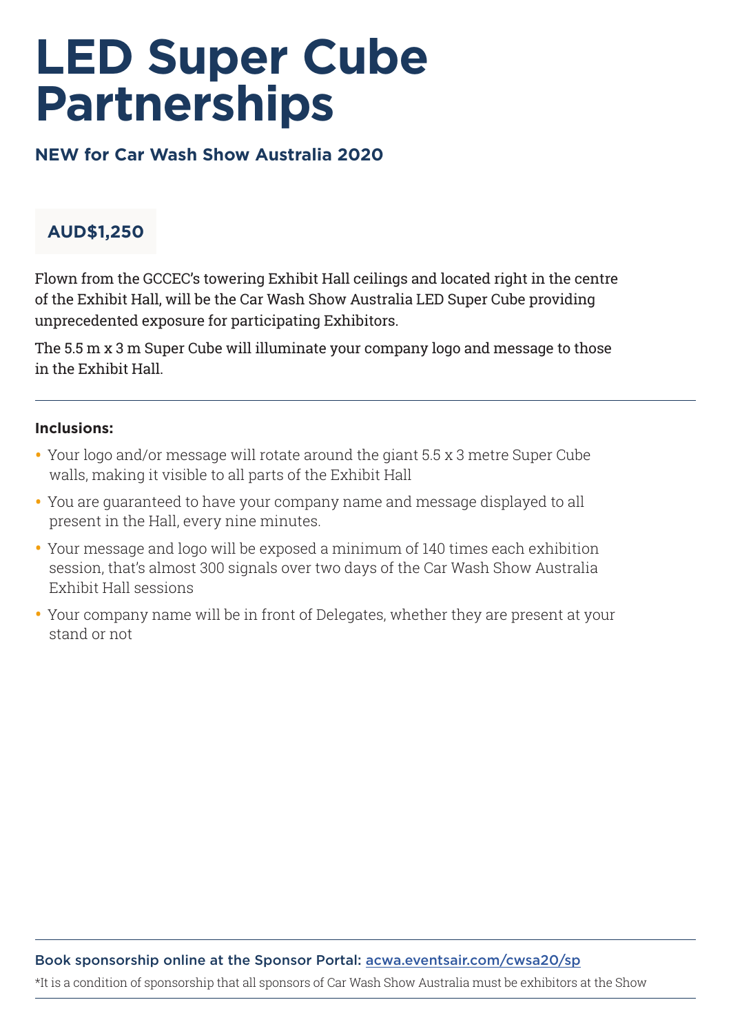# LED Super Cube Partnerships

### NEW for Car Wash Show Australia 2020

**AUD$1,250**

Flown from the GCCEC's towering Exhibit Hall ceilings and located right in the centre of the Exhibit Hall, will be the Car Wash Show Australia LED Super Cube providing unprecedented exposure for participating Exhibitors.

The 5.5 m x 3 m Super Cube will illuminate your company logo and message to those in the Exhibit Hall.

---

**Inclusions:**

- Your logo and/or message will rotate around the giant 5.5 x 3 metre Super Cube walls, making it visible to all parts of the Exhibit Hall
- You are guaranteed to have your company name and message displayed to all present in the Hall, every nine minutes.
- Your message and logo will be exposed a minimum of 140 times each exhibition session, that's almost 300 signals over two days of the Car Wash Show Australia Exhibit Hall sessions
- Your company name will be in front of Delegates, whether they are present at your stand or not

---

**Book sponsorship online at the Sponsor Portal:** acwa.eventsair.com/cwsa20/sp

*It is a condition of sponsorship that all sponsors of Car Wash Show Australia must be exhibitors at the Show